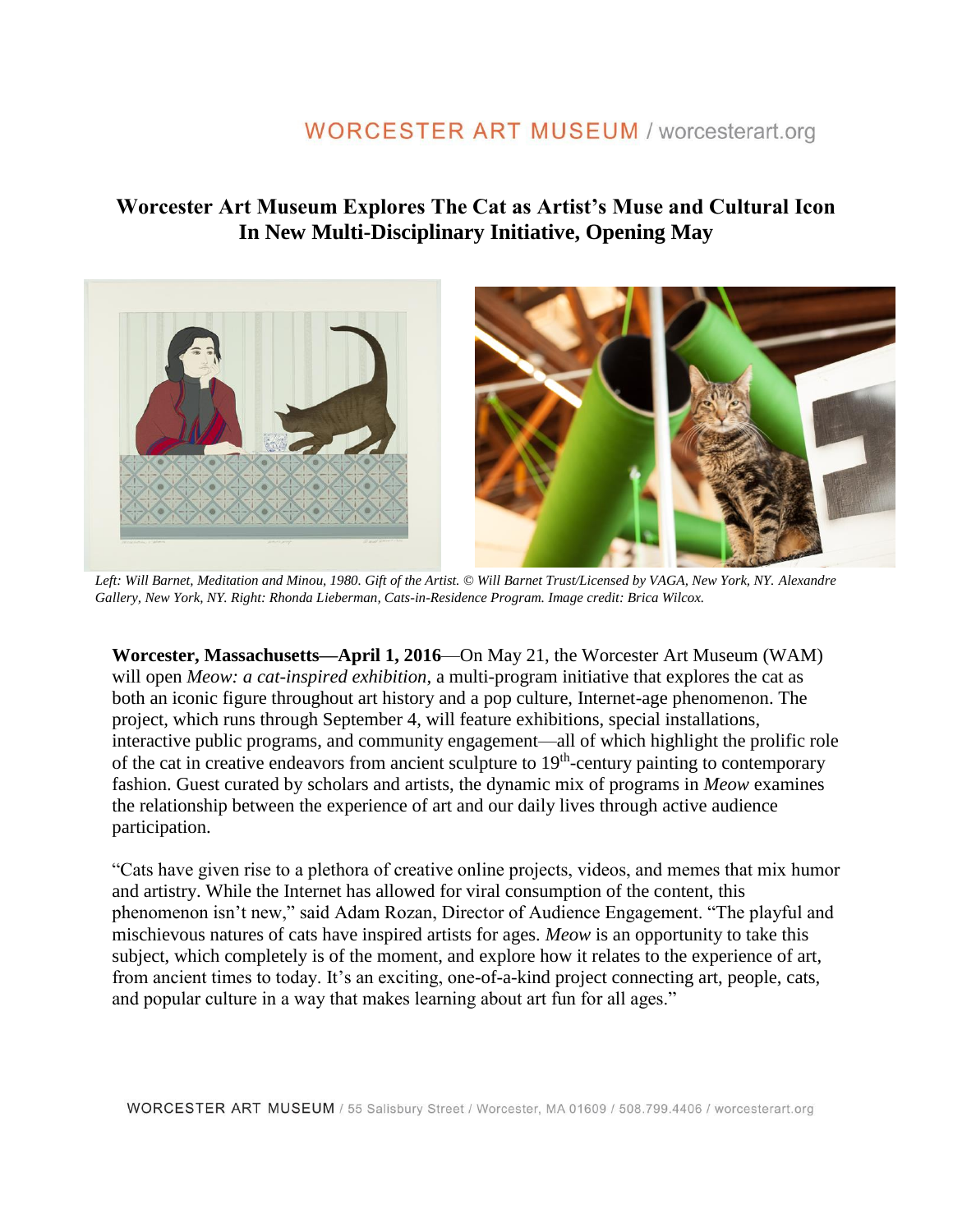# Worcester Art Museum Explores The Cat as Artist's Muse and Cultural Icon In New Multi-Disciplinary Initiative, Opening May

*Left: Will Barnet, Meditation and Minou, 1980. Gift of the Artist. © Will Barnet Trust/Licensed by VAGA, New York, NY. Alexandre Gallery, New York, NY. Right: Rhonda Lieberman, Cats-in-Residence Program. Image credit: Brica Wilcox.*

**Worcester, Massachusetts—April 1, 2016**—On May 21, the Worcester Art Museum (WAM) will open *Meow: a cat-inspired exhibition*, a multi-program initiative that explores the cat as both an iconic figure throughout art history and a pop culture, Internet-age phenomenon. The project, which runs through September 4, will feature exhibitions, special installations, interactive public programs, and community engagement—all of which highlight the prolific role of the cat in creative endeavors from ancient sculpture to 19th-century painting to contemporary fashion. Guest curated by scholars and artists, the dynamic mix of programs in *Meow* examines the relationship between the experience of art and our daily lives through active audience participation.

"Cats have given rise to a plethora of creative online projects, videos, and memes that mix humor and artistry. While the Internet has allowed for viral consumption of the content, this phenomenon isn't new," said Adam Rozan, Director of Audience Engagement. "The playful and mischievous natures of cats have inspired artists for ages. *Meow* is an opportunity to take this subject, which completely is of the moment, and explore how it relates to the experience of art, from ancient times to today. It's an exciting, one-of-a-kind project connecting art, people, cats, and popular culture in a way that makes learning about art fun for all ages."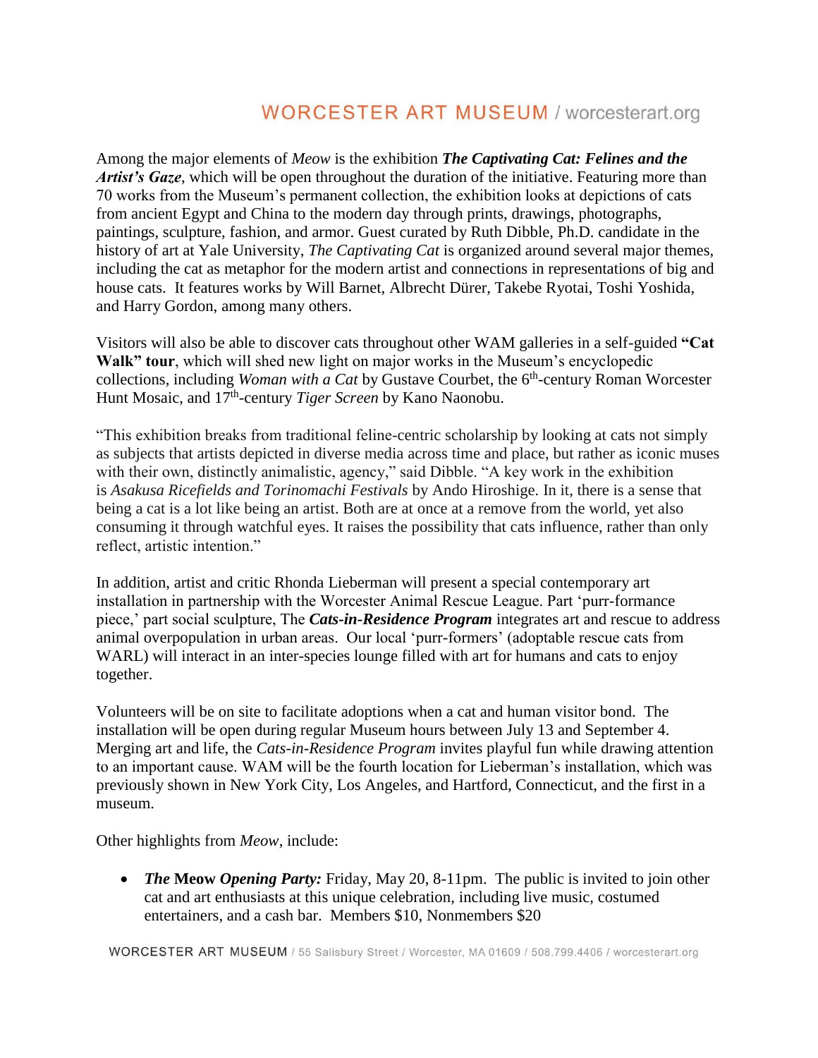Among the major elements of *Meow* is the exhibition ***The Captivating Cat: Felines and the Artist's Gaze***, which will be open throughout the duration of the initiative. Featuring more than 70 works from the Museum's permanent collection, the exhibition looks at depictions of cats from ancient Egypt and China to the modern day through prints, drawings, photographs, paintings, sculpture, fashion, and armor. Guest curated by Ruth Dibble, Ph.D. candidate in the history of art at Yale University, *The Captivating Cat* is organized around several major themes, including the cat as metaphor for the modern artist and connections in representations of big and house cats. It features works by Will Barnet, Albrecht Dürer, Takebe Ryotai, Toshi Yoshida, and Harry Gordon, among many others.

Visitors will also be able to discover cats throughout other WAM galleries in a self-guided **"Cat Walk" tour**, which will shed new light on major works in the Museum's encyclopedic collections, including *Woman with a Cat* by Gustave Courbet, the 6th-century Roman Worcester Hunt Mosaic, and 17th-century *Tiger Screen* by Kano Naonobu.

"This exhibition breaks from traditional feline-centric scholarship by looking at cats not simply as subjects that artists depicted in diverse media across time and place, but rather as iconic muses with their own, distinctly animalistic, agency," said Dibble. "A key work in the exhibition is *Asakusa Ricefields and Torinomachi Festivals* by Ando Hiroshige. In it, there is a sense that being a cat is a lot like being an artist. Both are at once at a remove from the world, yet also consuming it through watchful eyes. It raises the possibility that cats influence, rather than only reflect, artistic intention."

In addition, artist and critic Rhonda Lieberman will present a special contemporary art installation in partnership with the Worcester Animal Rescue League. Part 'purr-formance piece,' part social sculpture, The ***Cats-in-Residence Program*** integrates art and rescue to address animal overpopulation in urban areas. Our local 'purr-formers' (adoptable rescue cats from WARL) will interact in an inter-species lounge filled with art for humans and cats to enjoy together.

Volunteers will be on site to facilitate adoptions when a cat and human visitor bond. The installation will be open during regular Museum hours between July 13 and September 4. Merging art and life, the *Cats-in-Residence Program* invites playful fun while drawing attention to an important cause. WAM will be the fourth location for Lieberman's installation, which was previously shown in New York City, Los Angeles, and Hartford, Connecticut, and the first in a museum.

Other highlights from *Meow*, include:

- ***The* Meow *Opening Party:*** Friday, May 20, 8-11pm. The public is invited to join other cat and art enthusiasts at this unique celebration, including live music, costumed entertainers, and a cash bar. Members $10, Nonmembers $20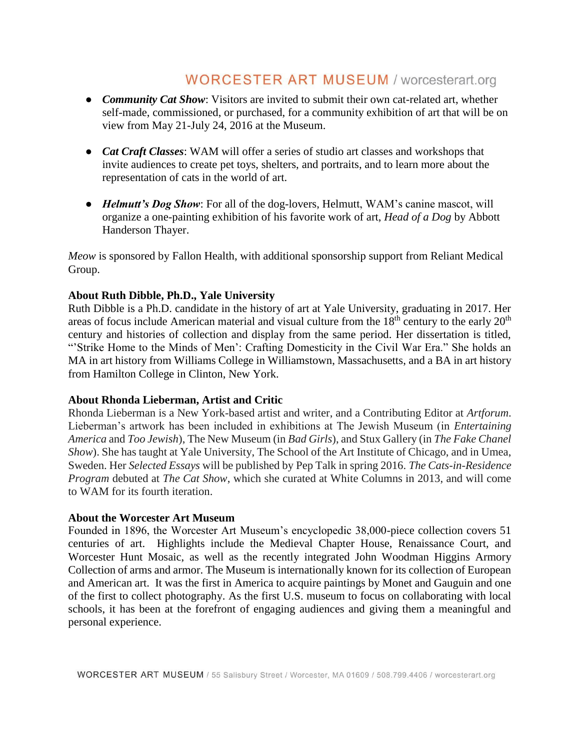- ***Community Cat Show***: Visitors are invited to submit their own cat-related art, whether self-made, commissioned, or purchased, for a community exhibition of art that will be on view from May 21-July 24, 2016 at the Museum.

- ***Cat Craft Classes***: WAM will offer a series of studio art classes and workshops that invite audiences to create pet toys, shelters, and portraits, and to learn more about the representation of cats in the world of art.

- ***Helmutt's Dog Show***: For all of the dog-lovers, Helmutt, WAM's canine mascot, will organize a one-painting exhibition of his favorite work of art, *Head of a Dog* by Abbott Handerson Thayer.

*Meow* is sponsored by Fallon Health, with additional sponsorship support from Reliant Medical Group.

**About Ruth Dibble, Ph.D., Yale University**
Ruth Dibble is a Ph.D. candidate in the history of art at Yale University, graduating in 2017. Her areas of focus include American material and visual culture from the 18th century to the early 20th century and histories of collection and display from the same period. Her dissertation is titled, "'Strike Home to the Minds of Men': Crafting Domesticity in the Civil War Era." She holds an MA in art history from Williams College in Williamstown, Massachusetts, and a BA in art history from Hamilton College in Clinton, New York.

**About Rhonda Lieberman, Artist and Critic**
Rhonda Lieberman is a New York-based artist and writer, and a Contributing Editor at *Artforum*. Lieberman's artwork has been included in exhibitions at The Jewish Museum (in *Entertaining America* and *Too Jewish*), The New Museum (in *Bad Girls*), and Stux Gallery (in *The Fake Chanel Show*). She has taught at Yale University, The School of the Art Institute of Chicago, and in Umea, Sweden. Her *Selected Essays* will be published by Pep Talk in spring 2016. *The Cats-in-Residence Program* debuted at *The Cat Show*, which she curated at White Columns in 2013, and will come to WAM for its fourth iteration.

**About the Worcester Art Museum**
Founded in 1896, the Worcester Art Museum's encyclopedic 38,000-piece collection covers 51 centuries of art. Highlights include the Medieval Chapter House, Renaissance Court, and Worcester Hunt Mosaic, as well as the recently integrated John Woodman Higgins Armory Collection of arms and armor. The Museum is internationally known for its collection of European and American art. It was the first in America to acquire paintings by Monet and Gauguin and one of the first to collect photography. As the first U.S. museum to focus on collaborating with local schools, it has been at the forefront of engaging audiences and giving them a meaningful and personal experience.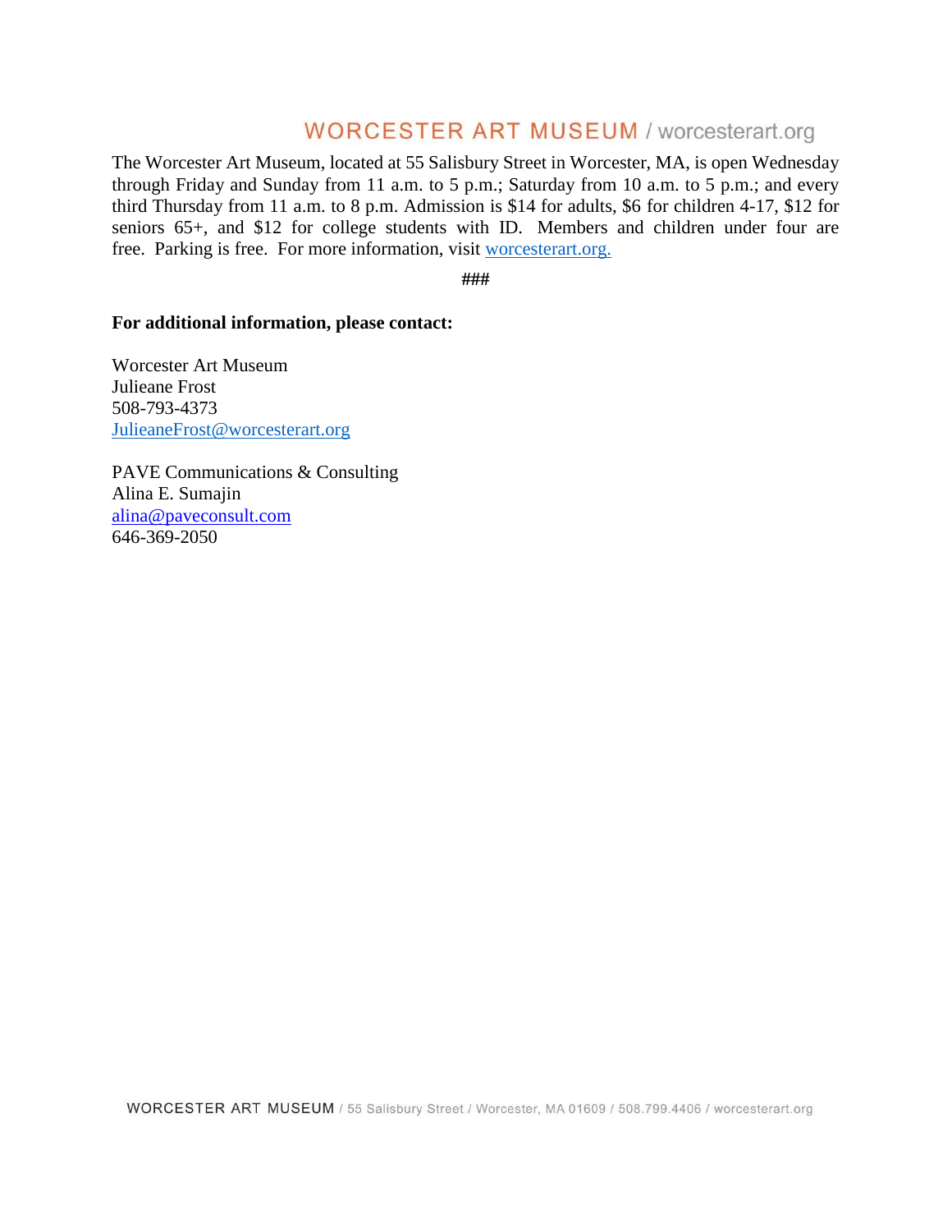The Worcester Art Museum, located at 55 Salisbury Street in Worcester, MA, is open Wednesday through Friday and Sunday from 11 a.m. to 5 p.m.; Saturday from 10 a.m. to 5 p.m.; and every third Thursday from 11 a.m. to 8 p.m. Admission is $14 for adults, $6 for children 4-17, $12 for seniors 65+, and $12 for college students with ID. Members and children under four are free. Parking is free. For more information, visit worcesterart.org.

###

**For additional information, please contact:**

Worcester Art Museum
Julieane Frost
508-793-4373
JulieaneFrost@worcesterart.org

PAVE Communications & Consulting
Alina E. Sumajin
alina@paveconsult.com
646-369-2050